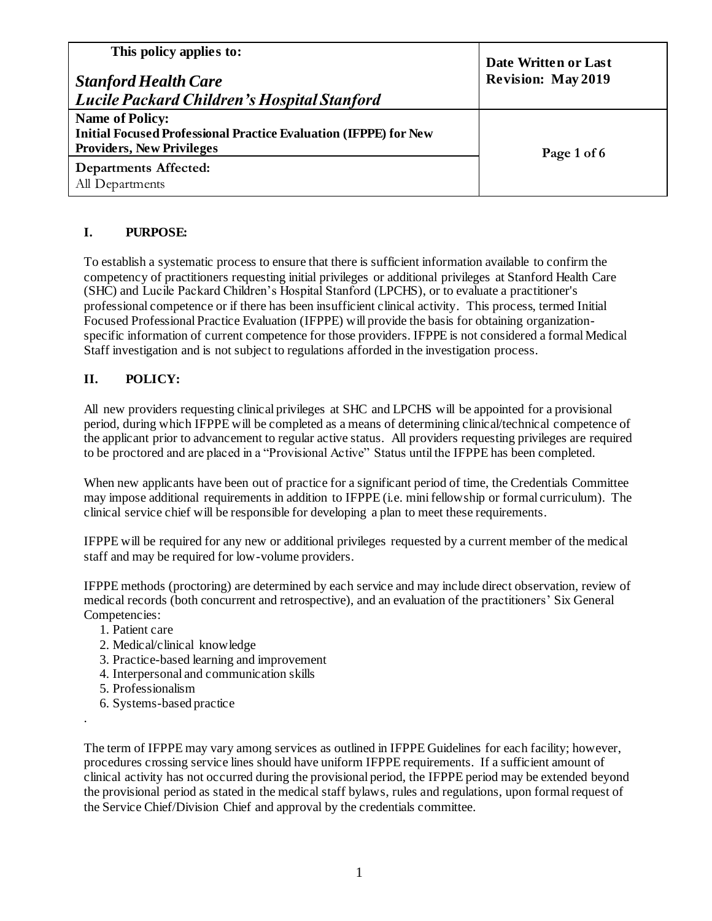| **This policy applies to:**<br><br>***Stanford Health Care***<br>***Lucile Packard Children's Hospital Stanford*** | **Date Written or Last Revision: May 2019** |
| --- | --- |
| **Name of Policy:**<br>**Initial Focused Professional Practice Evaluation (IFPPE) for New Providers, New Privileges** | |
| **Departments Affected:**<br>All Departments | |

## I. PURPOSE:

To establish a systematic process to ensure that there is sufficient information available to confirm the competency of practitioners requesting initial privileges or additional privileges at Stanford Health Care (SHC) and Lucile Packard Children's Hospital Stanford (LPCHS), or to evaluate a practitioner's professional competence or if there has been insufficient clinical activity. This process, termed Initial Focused Professional Practice Evaluation (IFPPE) will provide the basis for obtaining organization-specific information of current competence for those providers. IFPPE is not considered a formal Medical Staff investigation and is not subject to regulations afforded in the investigation process.

## II. POLICY:

All new providers requesting clinical privileges at SHC and LPCHS will be appointed for a provisional period, during which IFPPE will be completed as a means of determining clinical/technical competence of the applicant prior to advancement to regular active status. All providers requesting privileges are required to be proctored and are placed in a "Provisional Active" Status until the IFPPE has been completed.

When new applicants have been out of practice for a significant period of time, the Credentials Committee may impose additional requirements in addition to IFPPE (i.e. mini fellowship or formal curriculum). The clinical service chief will be responsible for developing a plan to meet these requirements.

IFPPE will be required for any new or additional privileges requested by a current member of the medical staff and may be required for low-volume providers.

IFPPE methods (proctoring) are determined by each service and may include direct observation, review of medical records (both concurrent and retrospective), and an evaluation of the practitioners' Six General Competencies:

1. Patient care
2. Medical/clinical knowledge
3. Practice-based learning and improvement
4. Interpersonal and communication skills
5. Professionalism
6. Systems-based practice

The term of IFPPE may vary among services as outlined in IFPPE Guidelines for each facility; however, procedures crossing service lines should have uniform IFPPE requirements. If a sufficient amount of clinical activity has not occurred during the provisional period, the IFPPE period may be extended beyond the provisional period as stated in the medical staff bylaws, rules and regulations, upon formal request of the Service Chief/Division Chief and approval by the credentials committee.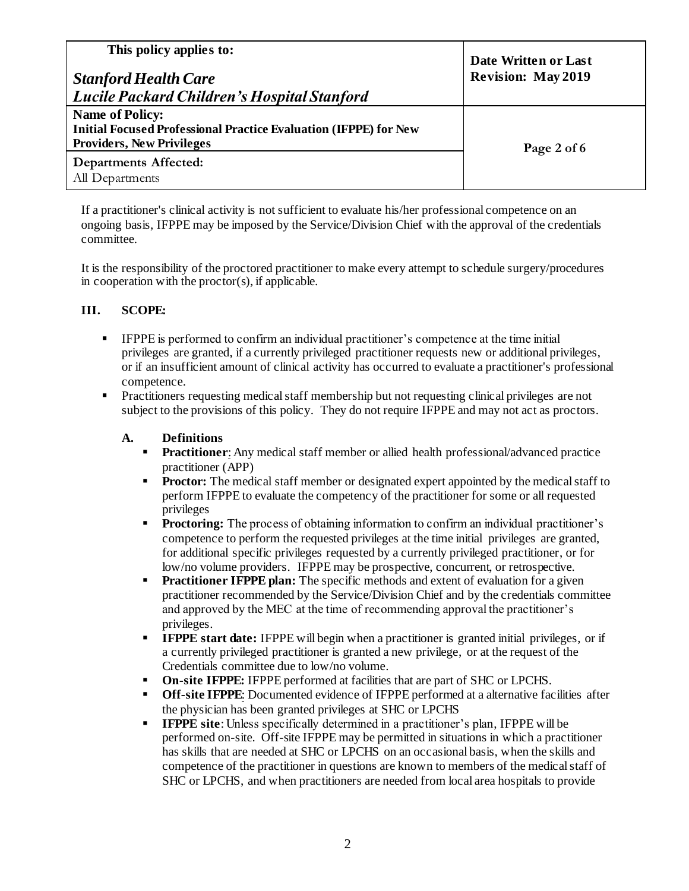If a practitioner's clinical activity is not sufficient to evaluate his/her professional competence on an ongoing basis, IFPPE may be imposed by the Service/Division Chief with the approval of the credentials committee.

It is the responsibility of the proctored practitioner to make every attempt to schedule surgery/procedures in cooperation with the proctor(s), if applicable.

## III. SCOPE:

- IFPPE is performed to confirm an individual practitioner's competence at the time initial privileges are granted, if a currently privileged practitioner requests new or additional privileges, or if an insufficient amount of clinical activity has occurred to evaluate a practitioner's professional competence.
- Practitioners requesting medical staff membership but not requesting clinical privileges are not subject to the provisions of this policy. They do not require IFPPE and may not act as proctors.

### A. Definitions

- **Practitioner**: Any medical staff member or allied health professional/advanced practice practitioner (APP)
- **Proctor:** The medical staff member or designated expert appointed by the medical staff to perform IFPPE to evaluate the competency of the practitioner for some or all requested privileges
- **Proctoring:** The process of obtaining information to confirm an individual practitioner's competence to perform the requested privileges at the time initial privileges are granted, for additional specific privileges requested by a currently privileged practitioner, or for low/no volume providers. IFPPE may be prospective, concurrent, or retrospective.
- **Practitioner IFPPE plan:** The specific methods and extent of evaluation for a given practitioner recommended by the Service/Division Chief and by the credentials committee and approved by the MEC at the time of recommending approval the practitioner's privileges.
- **IFPPE start date:** IFPPE will begin when a practitioner is granted initial privileges, or if a currently privileged practitioner is granted a new privilege, or at the request of the Credentials committee due to low/no volume.
- **On-site IFPPE:** IFPPE performed at facilities that are part of SHC or LPCHS.
- **Off-site IFPPE**: Documented evidence of IFPPE performed at a alternative facilities after the physician has been granted privileges at SHC or LPCHS
- **IFPPE site**: Unless specifically determined in a practitioner's plan, IFPPE will be performed on-site. Off-site IFPPE may be permitted in situations in which a practitioner has skills that are needed at SHC or LPCHS on an occasional basis, when the skills and competence of the practitioner in questions are known to members of the medical staff of SHC or LPCHS, and when practitioners are needed from local area hospitals to provide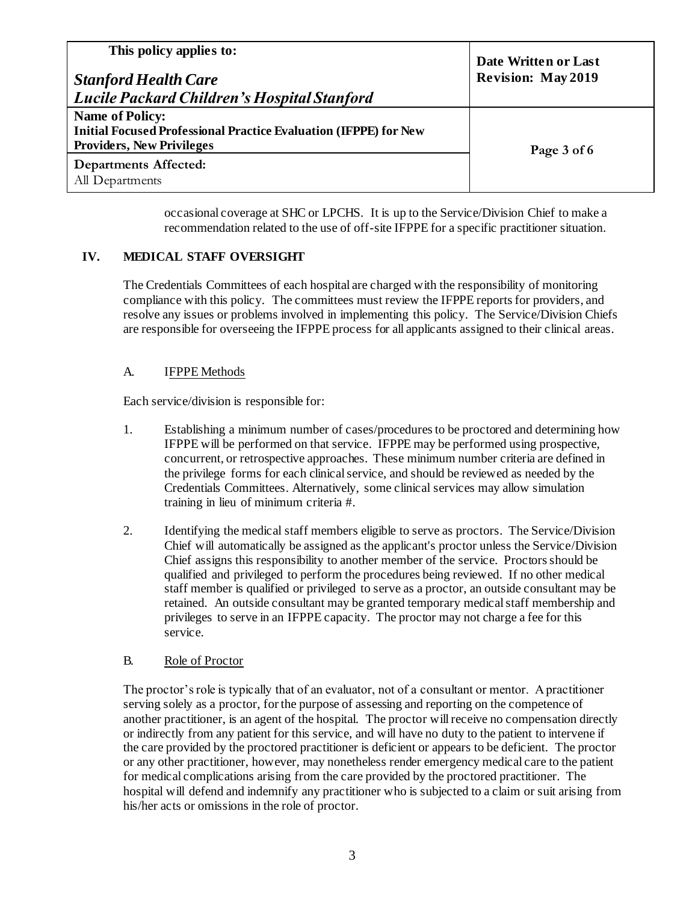occasional coverage at SHC or LPCHS. It is up to the Service/Division Chief to make a recommendation related to the use of off-site IFPPE for a specific practitioner situation.

## IV. MEDICAL STAFF OVERSIGHT

The Credentials Committees of each hospital are charged with the responsibility of monitoring compliance with this policy. The committees must review the IFPPE reports for providers, and resolve any issues or problems involved in implementing this policy. The Service/Division Chiefs are responsible for overseeing the IFPPE process for all applicants assigned to their clinical areas.

### A. IFPPE Methods

Each service/division is responsible for:

1. Establishing a minimum number of cases/procedures to be proctored and determining how IFPPE will be performed on that service. IFPPE may be performed using prospective, concurrent, or retrospective approaches. These minimum number criteria are defined in the privilege forms for each clinical service, and should be reviewed as needed by the Credentials Committees. Alternatively, some clinical services may allow simulation training in lieu of minimum criteria #.

2. Identifying the medical staff members eligible to serve as proctors. The Service/Division Chief will automatically be assigned as the applicant's proctor unless the Service/Division Chief assigns this responsibility to another member of the service. Proctors should be qualified and privileged to perform the procedures being reviewed. If no other medical staff member is qualified or privileged to serve as a proctor, an outside consultant may be retained. An outside consultant may be granted temporary medical staff membership and privileges to serve in an IFPPE capacity. The proctor may not charge a fee for this service.

### B. Role of Proctor

The proctor's role is typically that of an evaluator, not of a consultant or mentor. A practitioner serving solely as a proctor, for the purpose of assessing and reporting on the competence of another practitioner, is an agent of the hospital. The proctor will receive no compensation directly or indirectly from any patient for this service, and will have no duty to the patient to intervene if the care provided by the proctored practitioner is deficient or appears to be deficient. The proctor or any other practitioner, however, may nonetheless render emergency medical care to the patient for medical complications arising from the care provided by the proctored practitioner. The hospital will defend and indemnify any practitioner who is subjected to a claim or suit arising from his/her acts or omissions in the role of proctor.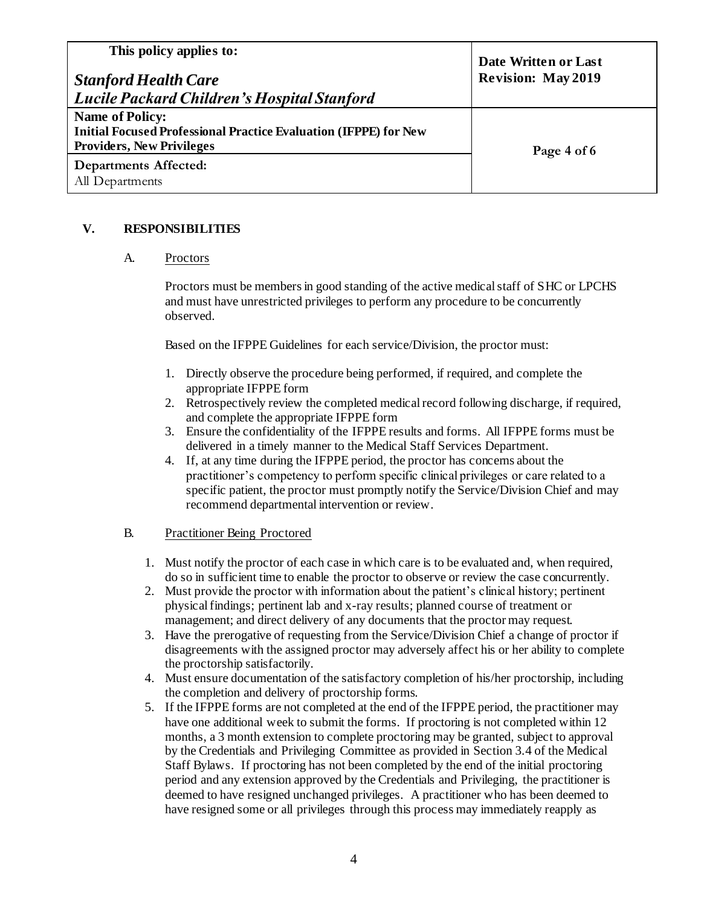## V. RESPONSIBILITIES

### A. Proctors

Proctors must be members in good standing of the active medical staff of SHC or LPCHS and must have unrestricted privileges to perform any procedure to be concurrently observed.

Based on the IFPPE Guidelines for each service/Division, the proctor must:

1. Directly observe the procedure being performed, if required, and complete the appropriate IFPPE form
2. Retrospectively review the completed medical record following discharge, if required, and complete the appropriate IFPPE form
3. Ensure the confidentiality of the IFPPE results and forms. All IFPPE forms must be delivered in a timely manner to the Medical Staff Services Department.
4. If, at any time during the IFPPE period, the proctor has concerns about the practitioner's competency to perform specific clinical privileges or care related to a specific patient, the proctor must promptly notify the Service/Division Chief and may recommend departmental intervention or review.

### B. Practitioner Being Proctored

1. Must notify the proctor of each case in which care is to be evaluated and, when required, do so in sufficient time to enable the proctor to observe or review the case concurrently.
2. Must provide the proctor with information about the patient's clinical history; pertinent physical findings; pertinent lab and x-ray results; planned course of treatment or management; and direct delivery of any documents that the proctor may request.
3. Have the prerogative of requesting from the Service/Division Chief a change of proctor if disagreements with the assigned proctor may adversely affect his or her ability to complete the proctorship satisfactorily.
4. Must ensure documentation of the satisfactory completion of his/her proctorship, including the completion and delivery of proctorship forms.
5. If the IFPPE forms are not completed at the end of the IFPPE period, the practitioner may have one additional week to submit the forms. If proctoring is not completed within 12 months, a 3 month extension to complete proctoring may be granted, subject to approval by the Credentials and Privileging Committee as provided in Section 3.4 of the Medical Staff Bylaws. If proctoring has not been completed by the end of the initial proctoring period and any extension approved by the Credentials and Privileging, the practitioner is deemed to have resigned unchanged privileges. A practitioner who has been deemed to have resigned some or all privileges through this process may immediately reapply as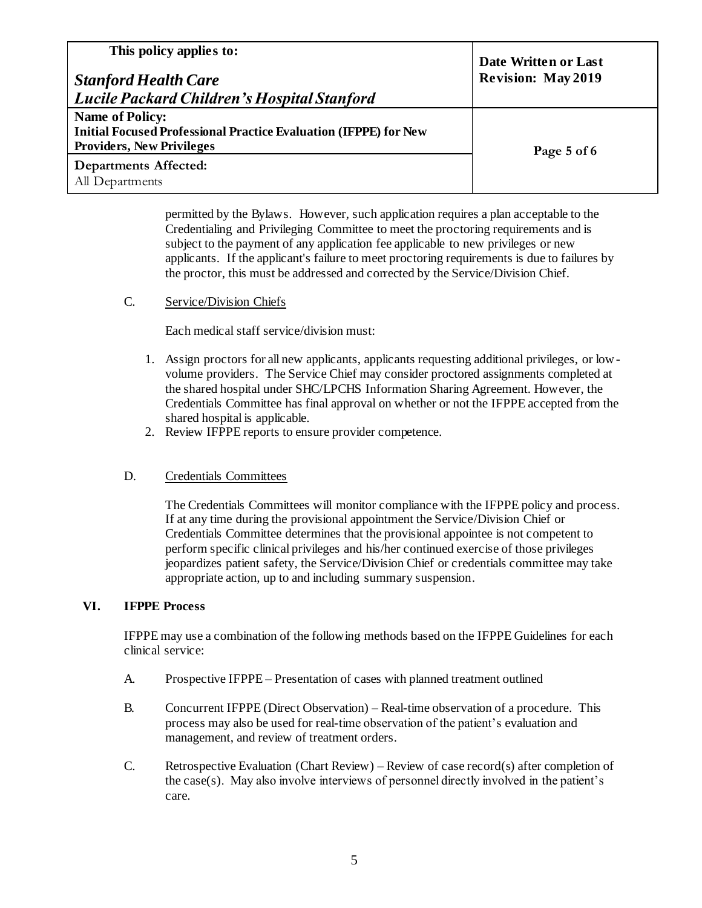permitted by the Bylaws. However, such application requires a plan acceptable to the Credentialing and Privileging Committee to meet the proctoring requirements and is subject to the payment of any application fee applicable to new privileges or new applicants. If the applicant's failure to meet proctoring requirements is due to failures by the proctor, this must be addressed and corrected by the Service/Division Chief.

C. Service/Division Chiefs

Each medical staff service/division must:

1. Assign proctors for all new applicants, applicants requesting additional privileges, or low-volume providers. The Service Chief may consider proctored assignments completed at the shared hospital under SHC/LPCHS Information Sharing Agreement. However, the Credentials Committee has final approval on whether or not the IFPPE accepted from the shared hospital is applicable.
2. Review IFPPE reports to ensure provider competence.

D. Credentials Committees

The Credentials Committees will monitor compliance with the IFPPE policy and process. If at any time during the provisional appointment the Service/Division Chief or Credentials Committee determines that the provisional appointee is not competent to perform specific clinical privileges and his/her continued exercise of those privileges jeopardizes patient safety, the Service/Division Chief or credentials committee may take appropriate action, up to and including summary suspension.

## VI. IFPPE Process

IFPPE may use a combination of the following methods based on the IFPPE Guidelines for each clinical service:

A. Prospective IFPPE – Presentation of cases with planned treatment outlined

B. Concurrent IFPPE (Direct Observation) – Real-time observation of a procedure. This process may also be used for real-time observation of the patient's evaluation and management, and review of treatment orders.

C. Retrospective Evaluation (Chart Review) – Review of case record(s) after completion of the case(s). May also involve interviews of personnel directly involved in the patient's care.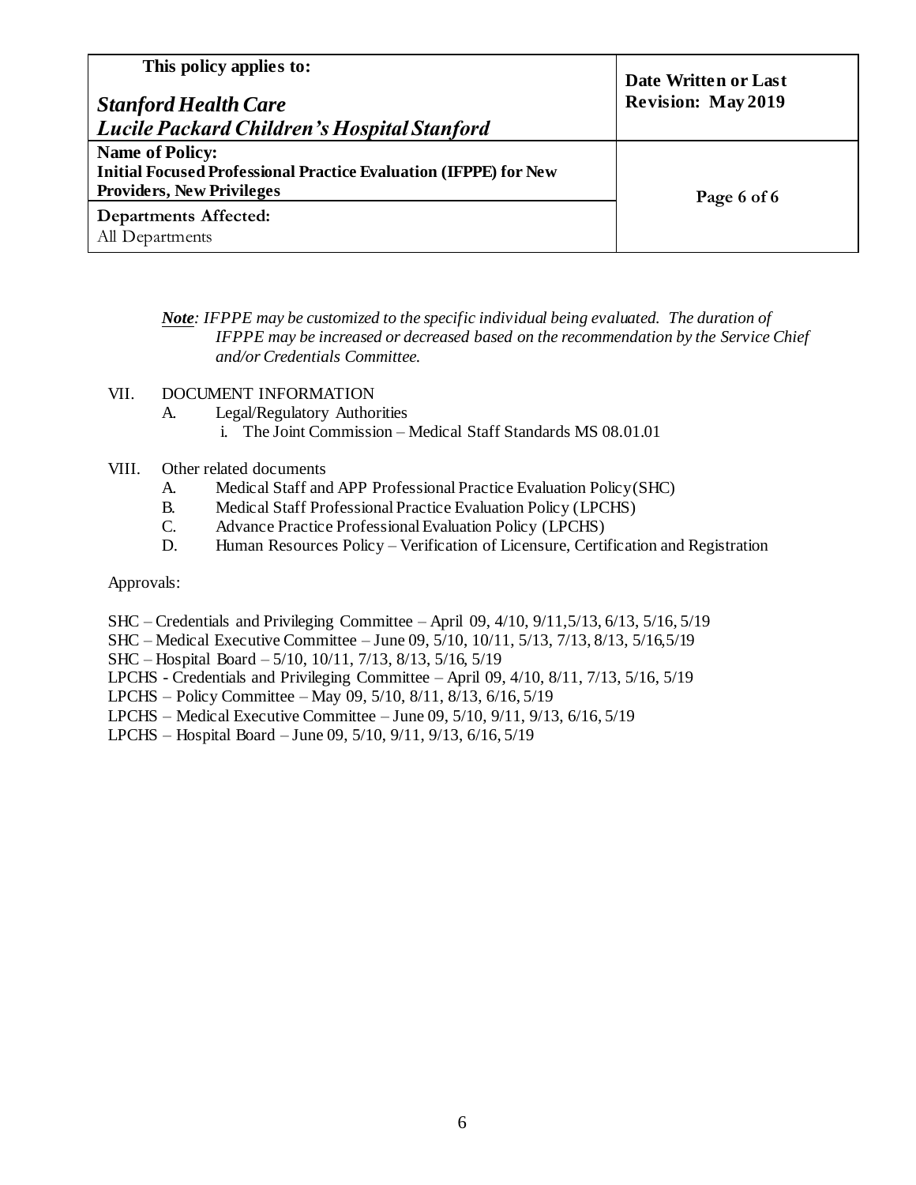*__Note__: IFPPE may be customized to the specific individual being evaluated. The duration of IFPPE may be increased or decreased based on the recommendation by the Service Chief and/or Credentials Committee.*

VII. DOCUMENT INFORMATION

A. Legal/Regulatory Authorities

i. The Joint Commission – Medical Staff Standards MS 08.01.01

VIII. Other related documents

A. Medical Staff and APP Professional Practice Evaluation Policy(SHC)

B. Medical Staff Professional Practice Evaluation Policy (LPCHS)

C. Advance Practice Professional Evaluation Policy (LPCHS)

D. Human Resources Policy – Verification of Licensure, Certification and Registration

Approvals:

SHC – Credentials and Privileging Committee – April 09, 4/10, 9/11,5/13, 6/13, 5/16, 5/19
SHC – Medical Executive Committee – June 09, 5/10, 10/11, 5/13, 7/13, 8/13, 5/16,5/19
SHC – Hospital Board – 5/10, 10/11, 7/13, 8/13, 5/16, 5/19
LPCHS - Credentials and Privileging Committee – April 09, 4/10, 8/11, 7/13, 5/16, 5/19
LPCHS – Policy Committee – May 09, 5/10, 8/11, 8/13, 6/16, 5/19
LPCHS – Medical Executive Committee – June 09, 5/10, 9/11, 9/13, 6/16, 5/19
LPCHS – Hospital Board – June 09, 5/10, 9/11, 9/13, 6/16, 5/19